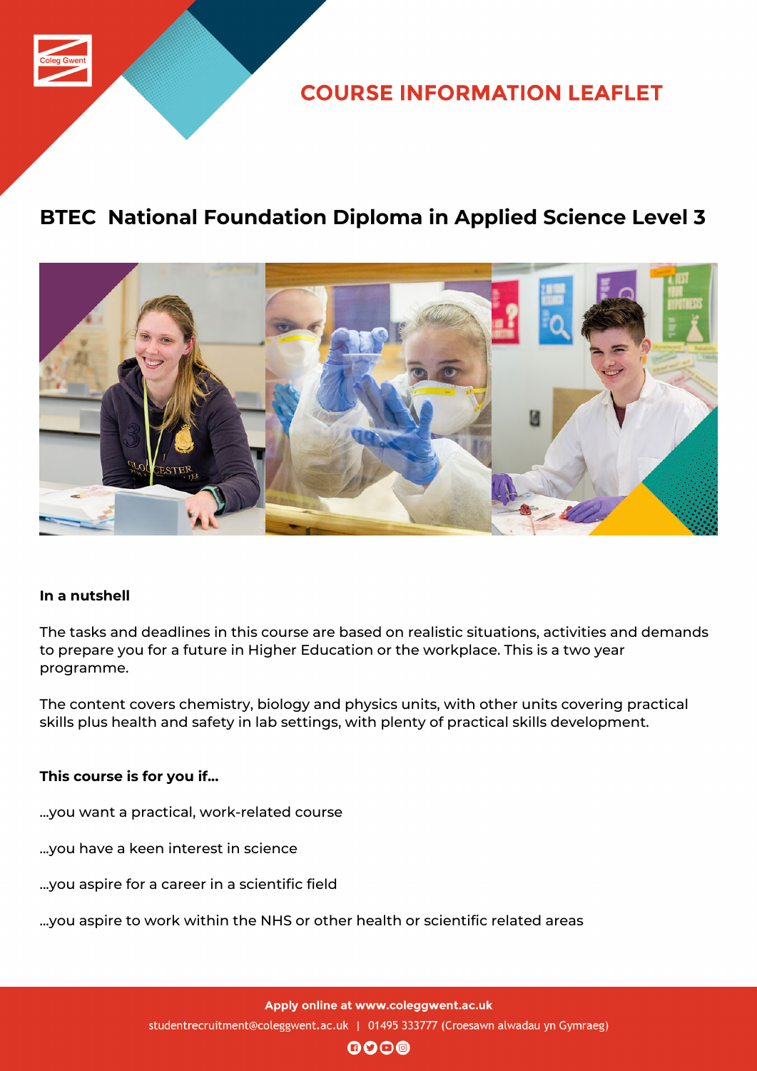# COURSE INFORMATION LEAFLET

## BTEC National Foundation Diploma in Applied Science Level 3

**In a nutshell**

The tasks and deadlines in this course are based on realistic situations, activities and demands to prepare you for a future in Higher Education or the workplace. This is a two year programme.

The content covers chemistry, biology and physics units, with other units covering practical skills plus health and safety in lab settings, with plenty of practical skills development.

**This course is for you if...**

...you want a practical, work-related course

...you have a keen interest in science

...you aspire for a career in a scientific field

...you aspire to work within the NHS or other health or scientific related areas

**Apply online at www.coleggwent.ac.uk**

studentrecruitment@coleggwent.ac.uk | 01495 333777 (Croesawn alwadau yn Gymraeg)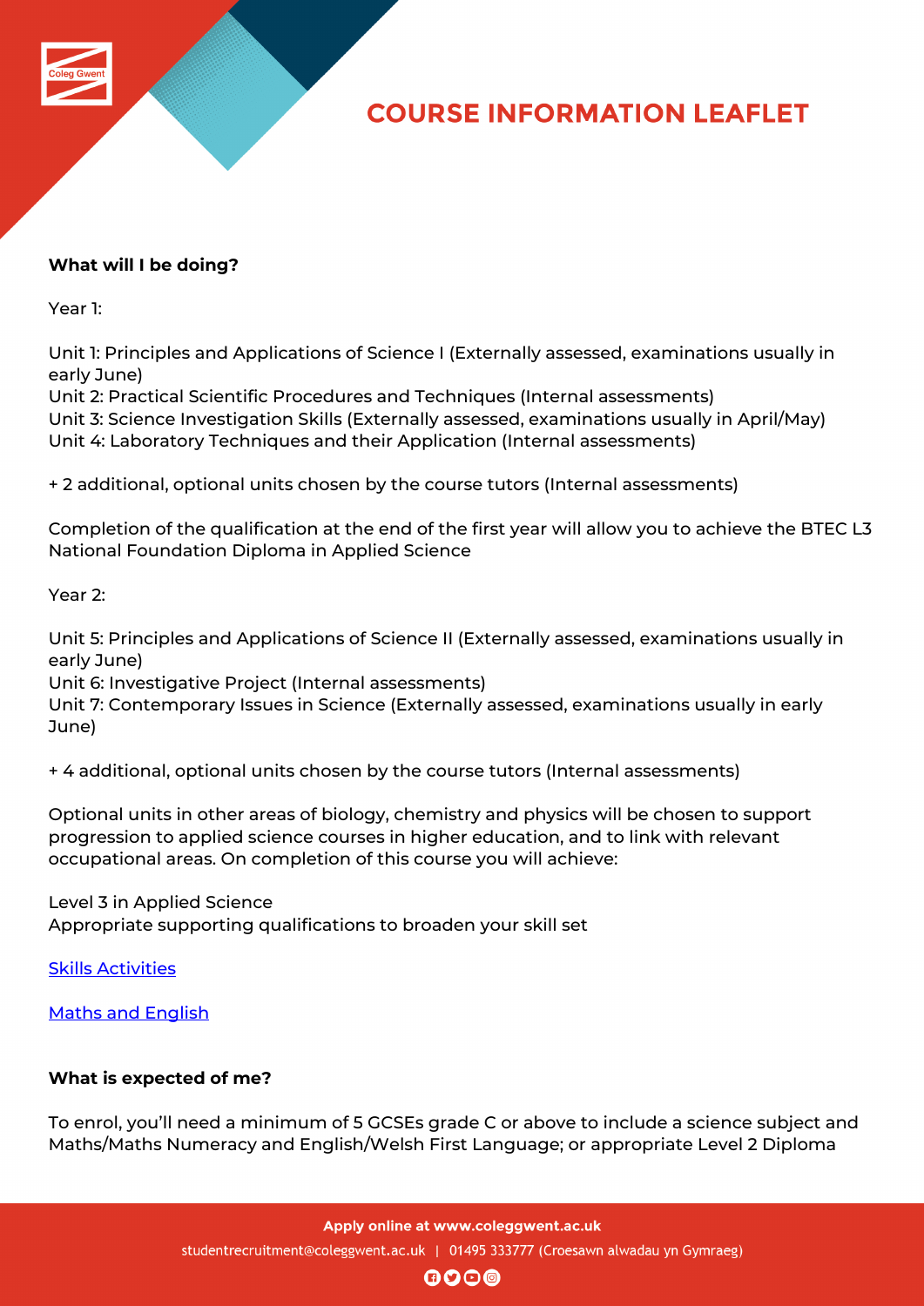**What will I be doing?**

Year 1:

Unit 1: Principles and Applications of Science I (Externally assessed, examinations usually in early June)
Unit 2: Practical Scientific Procedures and Techniques (Internal assessments)
Unit 3: Science Investigation Skills (Externally assessed, examinations usually in April/May)
Unit 4: Laboratory Techniques and their Application (Internal assessments)

+ 2 additional, optional units chosen by the course tutors (Internal assessments)

Completion of the qualification at the end of the first year will allow you to achieve the BTEC L3 National Foundation Diploma in Applied Science

Year 2:

Unit 5: Principles and Applications of Science II (Externally assessed, examinations usually in early June)
Unit 6: Investigative Project (Internal assessments)
Unit 7: Contemporary Issues in Science (Externally assessed, examinations usually in early June)

+ 4 additional, optional units chosen by the course tutors (Internal assessments)

Optional units in other areas of biology, chemistry and physics will be chosen to support progression to applied science courses in higher education, and to link with relevant occupational areas. On completion of this course you will achieve:

Level 3 in Applied Science
Appropriate supporting qualifications to broaden your skill set

Skills Activities

Maths and English

**What is expected of me?**

To enrol, you'll need a minimum of 5 GCSEs grade C or above to include a science subject and Maths/Maths Numeracy and English/Welsh First Language; or appropriate Level 2 Diploma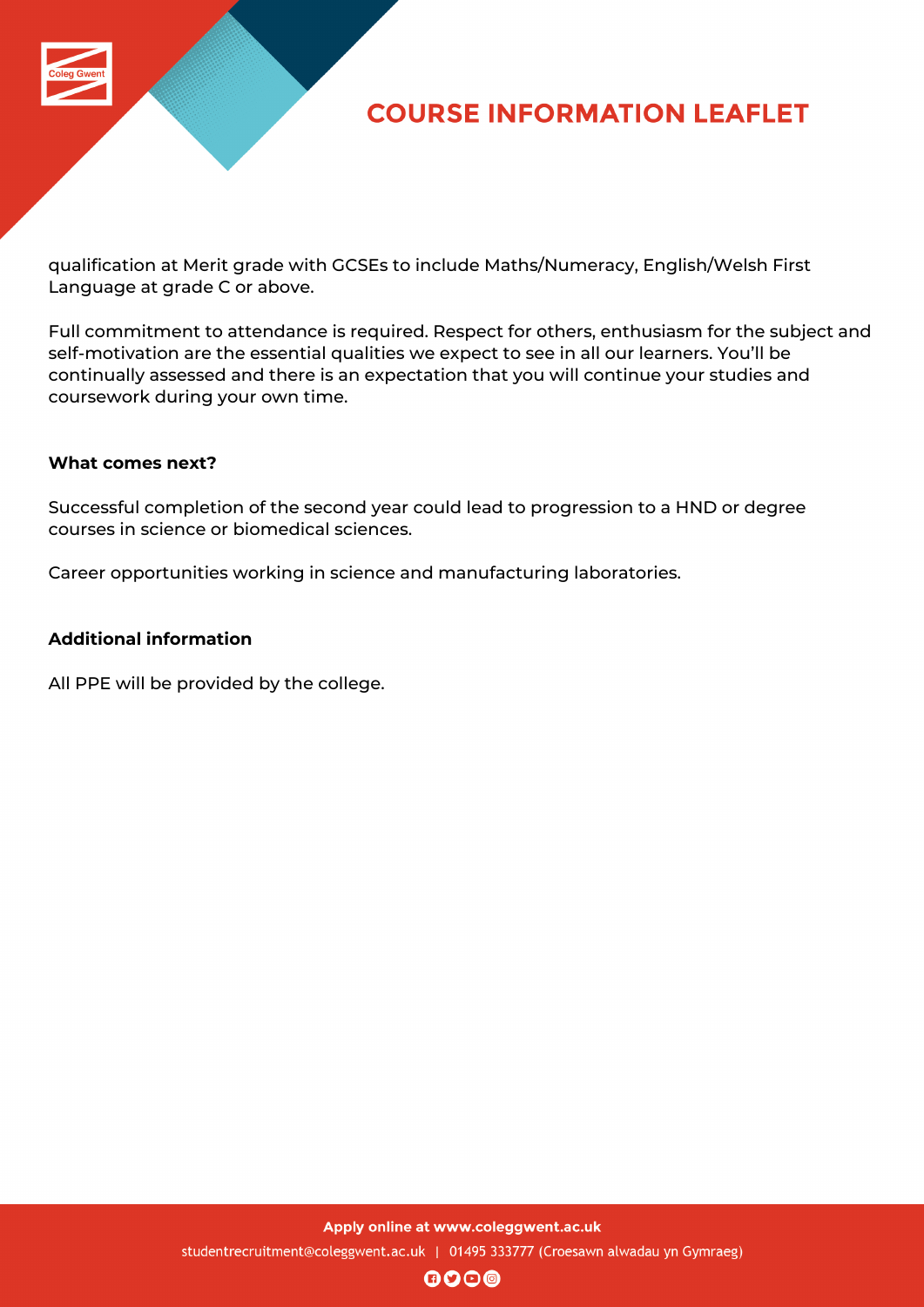qualification at Merit grade with GCSEs to include Maths/Numeracy, English/Welsh First Language at grade C or above.

Full commitment to attendance is required. Respect for others, enthusiasm for the subject and self-motivation are the essential qualities we expect to see in all our learners. You'll be continually assessed and there is an expectation that you will continue your studies and coursework during your own time.

**What comes next?**

Successful completion of the second year could lead to progression to a HND or degree courses in science or biomedical sciences.

Career opportunities working in science and manufacturing laboratories.

**Additional information**

All PPE will be provided by the college.